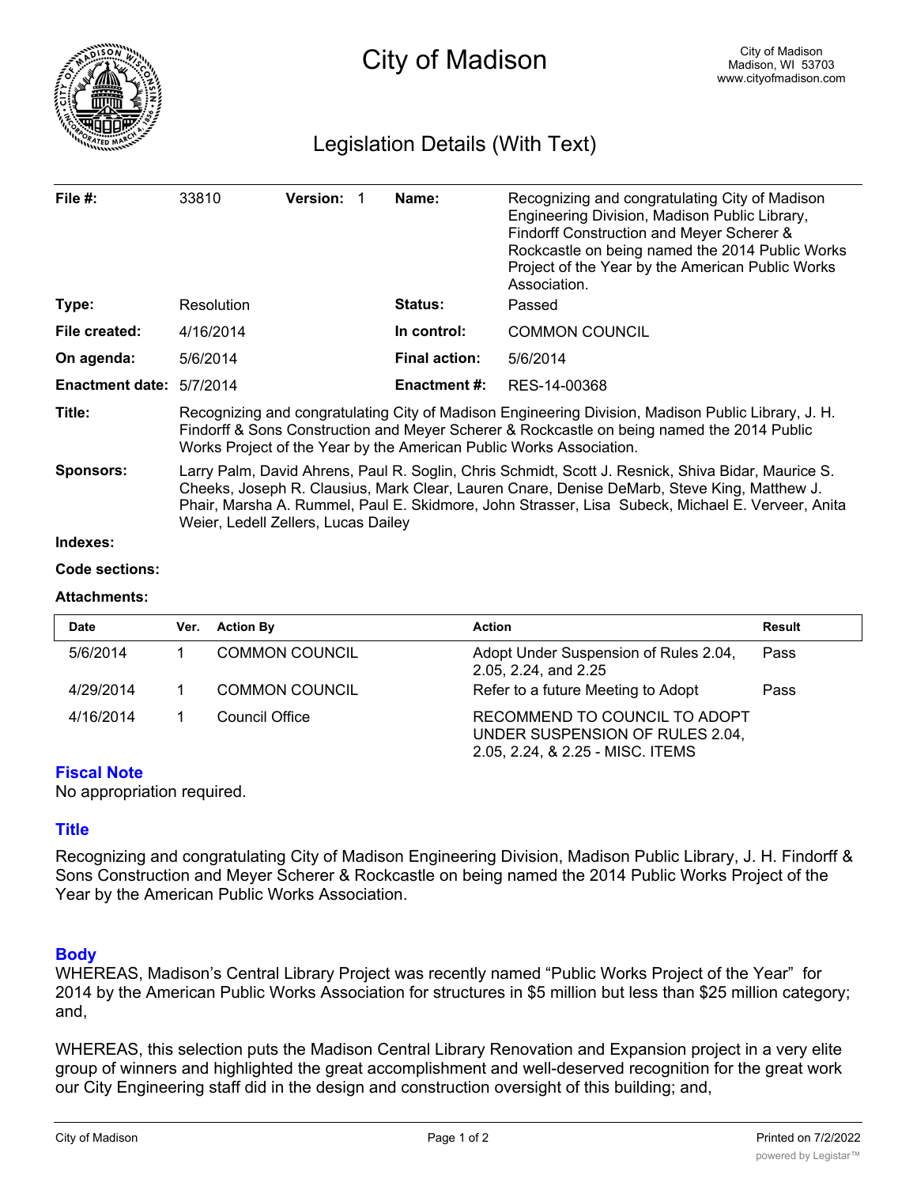# City of Madison

City of Madison
Madison, WI 53703
www.cityofmadison.com

## Legislation Details (With Text)

| | | | |
|---|---|---|---|
| **File #:** | 33810 **Version:** 1 | **Name:** | Recognizing and congratulating City of Madison Engineering Division, Madison Public Library, Findorff Construction and Meyer Scherer & Rockcastle on being named the 2014 Public Works Project of the Year by the American Public Works Association. |
| **Type:** | Resolution | **Status:** | Passed |
| **File created:** | 4/16/2014 | **In control:** | COMMON COUNCIL |
| **On agenda:** | 5/6/2014 | **Final action:** | 5/6/2014 |
| **Enactment date:** | 5/7/2014 | **Enactment #:** | RES-14-00368 |

**Title:** Recognizing and congratulating City of Madison Engineering Division, Madison Public Library, J. H. Findorff & Sons Construction and Meyer Scherer & Rockcastle on being named the 2014 Public Works Project of the Year by the American Public Works Association.

**Sponsors:** Larry Palm, David Ahrens, Paul R. Soglin, Chris Schmidt, Scott J. Resnick, Shiva Bidar, Maurice S. Cheeks, Joseph R. Clausius, Mark Clear, Lauren Cnare, Denise DeMarb, Steve King, Matthew J. Phair, Marsha A. Rummel, Paul E. Skidmore, John Strasser, Lisa Subeck, Michael E. Verveer, Anita Weier, Ledell Zellers, Lucas Dailey

**Indexes:**

**Code sections:**

**Attachments:**

| Date | Ver. | Action By | Action | Result |
|---|---|---|---|---|
| 5/6/2014 | 1 | COMMON COUNCIL | Adopt Under Suspension of Rules 2.04, 2.05, 2.24, and 2.25 | Pass |
| 4/29/2014 | 1 | COMMON COUNCIL | Refer to a future Meeting to Adopt | Pass |
| 4/16/2014 | 1 | Council Office | RECOMMEND TO COUNCIL TO ADOPT UNDER SUSPENSION OF RULES 2.04, 2.05, 2.24, & 2.25 - MISC. ITEMS | |

### Fiscal Note

No appropriation required.

### Title

Recognizing and congratulating City of Madison Engineering Division, Madison Public Library, J. H. Findorff & Sons Construction and Meyer Scherer & Rockcastle on being named the 2014 Public Works Project of the Year by the American Public Works Association.

### Body

WHEREAS, Madison's Central Library Project was recently named "Public Works Project of the Year" for 2014 by the American Public Works Association for structures in $5 million but less than $25 million category; and,

WHEREAS, this selection puts the Madison Central Library Renovation and Expansion project in a very elite group of winners and highlighted the great accomplishment and well-deserved recognition for the great work our City Engineering staff did in the design and construction oversight of this building; and,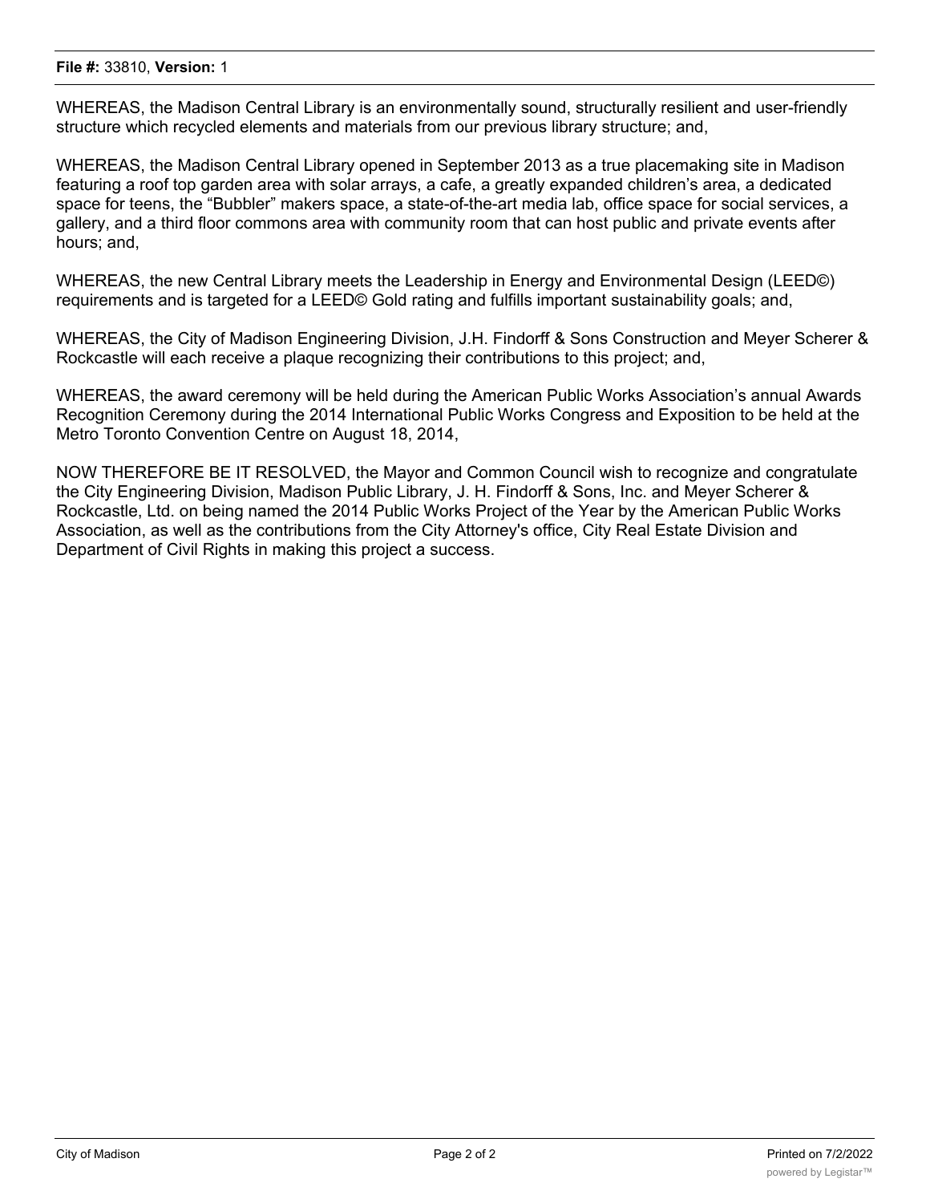WHEREAS, the Madison Central Library is an environmentally sound, structurally resilient and user-friendly structure which recycled elements and materials from our previous library structure; and,

WHEREAS, the Madison Central Library opened in September 2013 as a true placemaking site in Madison featuring a roof top garden area with solar arrays, a cafe, a greatly expanded children's area, a dedicated space for teens, the "Bubbler" makers space, a state-of-the-art media lab, office space for social services, a gallery, and a third floor commons area with community room that can host public and private events after hours; and,

WHEREAS, the new Central Library meets the Leadership in Energy and Environmental Design (LEED©) requirements and is targeted for a LEED© Gold rating and fulfills important sustainability goals; and,

WHEREAS, the City of Madison Engineering Division, J.H. Findorff & Sons Construction and Meyer Scherer & Rockcastle will each receive a plaque recognizing their contributions to this project; and,

WHEREAS, the award ceremony will be held during the American Public Works Association's annual Awards Recognition Ceremony during the 2014 International Public Works Congress and Exposition to be held at the Metro Toronto Convention Centre on August 18, 2014,

NOW THEREFORE BE IT RESOLVED, the Mayor and Common Council wish to recognize and congratulate the City Engineering Division, Madison Public Library, J. H. Findorff & Sons, Inc. and Meyer Scherer & Rockcastle, Ltd. on being named the 2014 Public Works Project of the Year by the American Public Works Association, as well as the contributions from the City Attorney's office, City Real Estate Division and Department of Civil Rights in making this project a success.